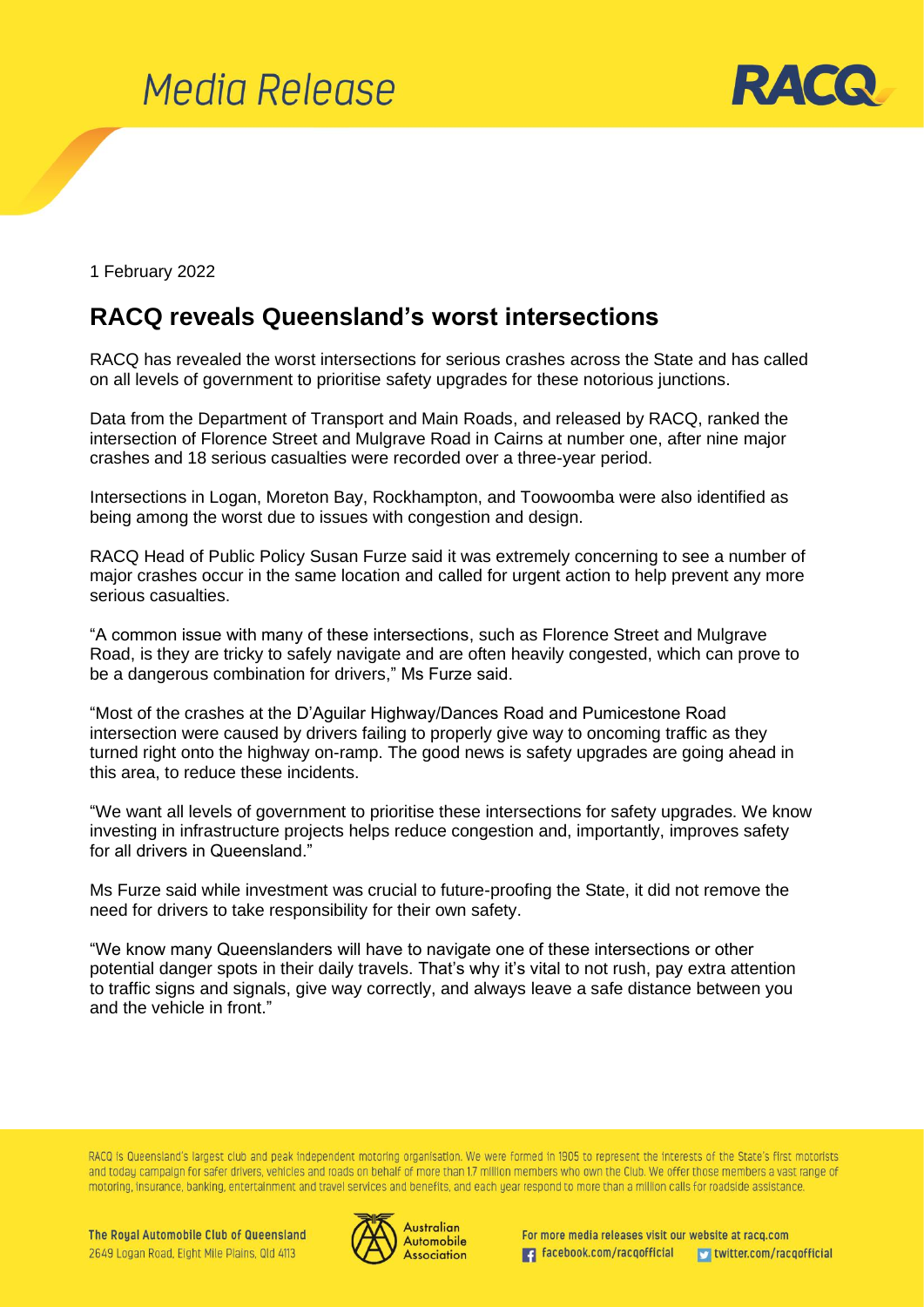# Media Release

1 February 2022

## RACQ reveals Queensland's worst intersections

RACQ has revealed the worst intersections for serious crashes across the State and has called on all levels of government to prioritise safety upgrades for these notorious junctions.

Data from the Department of Transport and Main Roads, and released by RACQ, ranked the intersection of Florence Street and Mulgrave Road in Cairns at number one, after nine major crashes and 18 serious casualties were recorded over a three-year period.

Intersections in Logan, Moreton Bay, Rockhampton, and Toowoomba were also identified as being among the worst due to issues with congestion and design.

RACQ Head of Public Policy Susan Furze said it was extremely concerning to see a number of major crashes occur in the same location and called for urgent action to help prevent any more serious casualties.

"A common issue with many of these intersections, such as Florence Street and Mulgrave Road, is they are tricky to safely navigate and are often heavily congested, which can prove to be a dangerous combination for drivers," Ms Furze said.

"Most of the crashes at the D'Aguilar Highway/Dances Road and Pumicestone Road intersection were caused by drivers failing to properly give way to oncoming traffic as they turned right onto the highway on-ramp. The good news is safety upgrades are going ahead in this area, to reduce these incidents.

"We want all levels of government to prioritise these intersections for safety upgrades. We know investing in infrastructure projects helps reduce congestion and, importantly, improves safety for all drivers in Queensland."

Ms Furze said while investment was crucial to future-proofing the State, it did not remove the need for drivers to take responsibility for their own safety.

"We know many Queenslanders will have to navigate one of these intersections or other potential danger spots in their daily travels. That's why it's vital to not rush, pay extra attention to traffic signs and signals, give way correctly, and always leave a safe distance between you and the vehicle in front."

RACQ is Queensland's largest club and peak independent motoring organisation. We were formed in 1905 to represent the interests of the State's first motorists and today campaign for safer drivers, vehicles and roads on behalf of more than 1.7 million members who own the Club. We offer those members a vast range of motoring, insurance, banking, entertainment and travel services and benefits, and each year respond to more than a million calls for roadside assistance.

The Royal Automobile Club of Queensland
2649 Logan Road, Eight Mile Plains, Qld 4113

Australian Automobile Association

For more media releases visit our website at racq.com
facebook.com/racqofficial twitter.com/racqofficial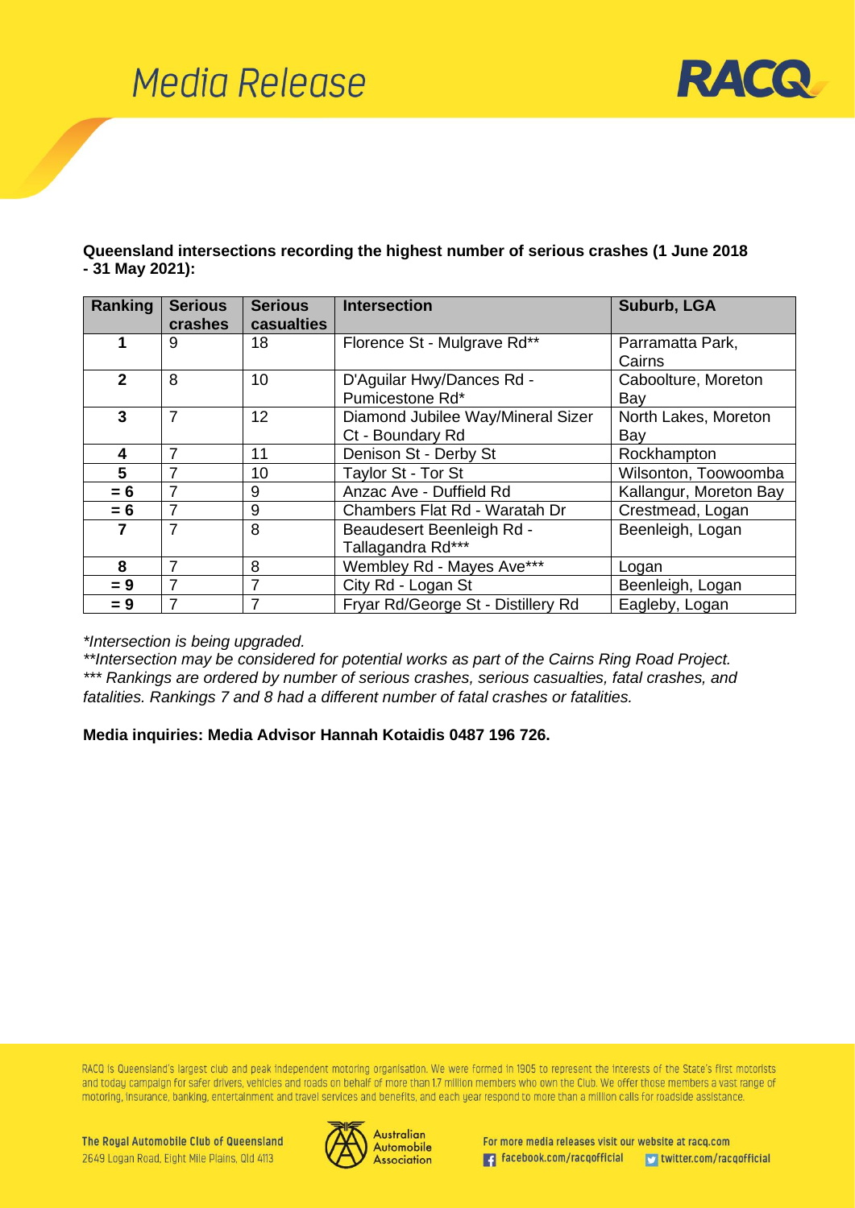**Queensland intersections recording the highest number of serious crashes (1 June 2018 - 31 May 2021):**

| Ranking | Serious crashes | Serious casualties | Intersection | Suburb, LGA |
|---|---|---|---|---|
| **1** | 9 | 18 | Florence St - Mulgrave Rd** | Parramatta Park, Cairns |
| **2** | 8 | 10 | D'Aguilar Hwy/Dances Rd - Pumicestone Rd* | Caboolture, Moreton Bay |
| **3** | 7 | 12 | Diamond Jubilee Way/Mineral Sizer Ct - Boundary Rd | North Lakes, Moreton Bay |
| **4** | 7 | 11 | Denison St - Derby St | Rockhampton |
| **5** | 7 | 10 | Taylor St - Tor St | Wilsonton, Toowoomba |
| **= 6** | 7 | 9 | Anzac Ave - Duffield Rd | Kallangur, Moreton Bay |
| **= 6** | 7 | 9 | Chambers Flat Rd - Waratah Dr | Crestmead, Logan |
| **7** | 7 | 8 | Beaudesert Beenleigh Rd - Tallagandra Rd*** | Beenleigh, Logan |
| **8** | 7 | 8 | Wembley Rd - Mayes Ave*** | Logan |
| **= 9** | 7 | 7 | City Rd - Logan St | Beenleigh, Logan |
| **= 9** | 7 | 7 | Fryar Rd/George St - Distillery Rd | Eagleby, Logan |

*\*Intersection is being upgraded.*
*\*\*Intersection may be considered for potential works as part of the Cairns Ring Road Project.*
*\*\*\* Rankings are ordered by number of serious crashes, serious casualties, fatal crashes, and fatalities. Rankings 7 and 8 had a different number of fatal crashes or fatalities.*

**Media inquiries: Media Advisor Hannah Kotaidis 0487 196 726.**

RACQ is Queensland's largest club and peak independent motoring organisation. We were formed in 1905 to represent the interests of the State's first motorists and today campaign for safer drivers, vehicles and roads on behalf of more than 1.7 million members who own the Club. We offer those members a vast range of motoring, insurance, banking, entertainment and travel services and benefits, and each year respond to more than a million calls for roadside assistance.

The Royal Automobile Club of Queensland
2649 Logan Road, Eight Mile Plains, Qld 4113

For more media releases visit our website at racq.com
facebook.com/racqofficial twitter.com/racqofficial